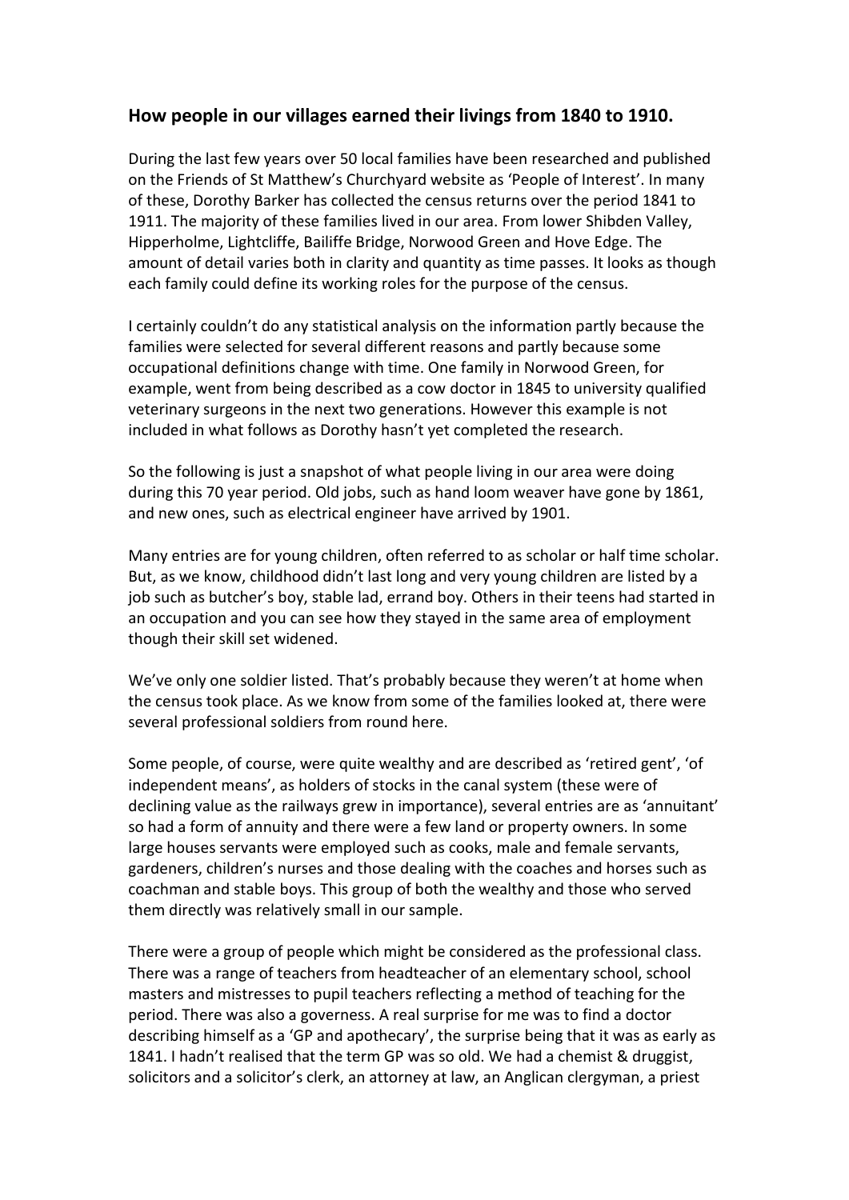## How people in our villages earned their livings from 1840 to 1910.

During the last few years over 50 local families have been researched and published on the Friends of St Matthew's Churchyard website as 'People of Interest'. In many of these, Dorothy Barker has collected the census returns over the period 1841 to 1911. The majority of these families lived in our area. From lower Shibden Valley, Hipperholme, Lightcliffe, Bailiffe Bridge, Norwood Green and Hove Edge. The amount of detail varies both in clarity and quantity as time passes. It looks as though each family could define its working roles for the purpose of the census.

I certainly couldn't do any statistical analysis on the information partly because the families were selected for several different reasons and partly because some occupational definitions change with time. One family in Norwood Green, for example, went from being described as a cow doctor in 1845 to university qualified veterinary surgeons in the next two generations. However this example is not included in what follows as Dorothy hasn't yet completed the research.

So the following is just a snapshot of what people living in our area were doing during this 70 year period. Old jobs, such as hand loom weaver have gone by 1861, and new ones, such as electrical engineer have arrived by 1901.

Many entries are for young children, often referred to as scholar or half time scholar. But, as we know, childhood didn't last long and very young children are listed by a job such as butcher's boy, stable lad, errand boy. Others in their teens had started in an occupation and you can see how they stayed in the same area of employment though their skill set widened.

We've only one soldier listed. That's probably because they weren't at home when the census took place. As we know from some of the families looked at, there were several professional soldiers from round here.

Some people, of course, were quite wealthy and are described as 'retired gent', 'of independent means', as holders of stocks in the canal system (these were of declining value as the railways grew in importance), several entries are as 'annuitant' so had a form of annuity and there were a few land or property owners. In some large houses servants were employed such as cooks, male and female servants, gardeners, children's nurses and those dealing with the coaches and horses such as coachman and stable boys. This group of both the wealthy and those who served them directly was relatively small in our sample.

There were a group of people which might be considered as the professional class. There was a range of teachers from headteacher of an elementary school, school masters and mistresses to pupil teachers reflecting a method of teaching for the period. There was also a governess. A real surprise for me was to find a doctor describing himself as a 'GP and apothecary', the surprise being that it was as early as 1841. I hadn't realised that the term GP was so old. We had a chemist & druggist, solicitors and a solicitor's clerk, an attorney at law, an Anglican clergyman, a priest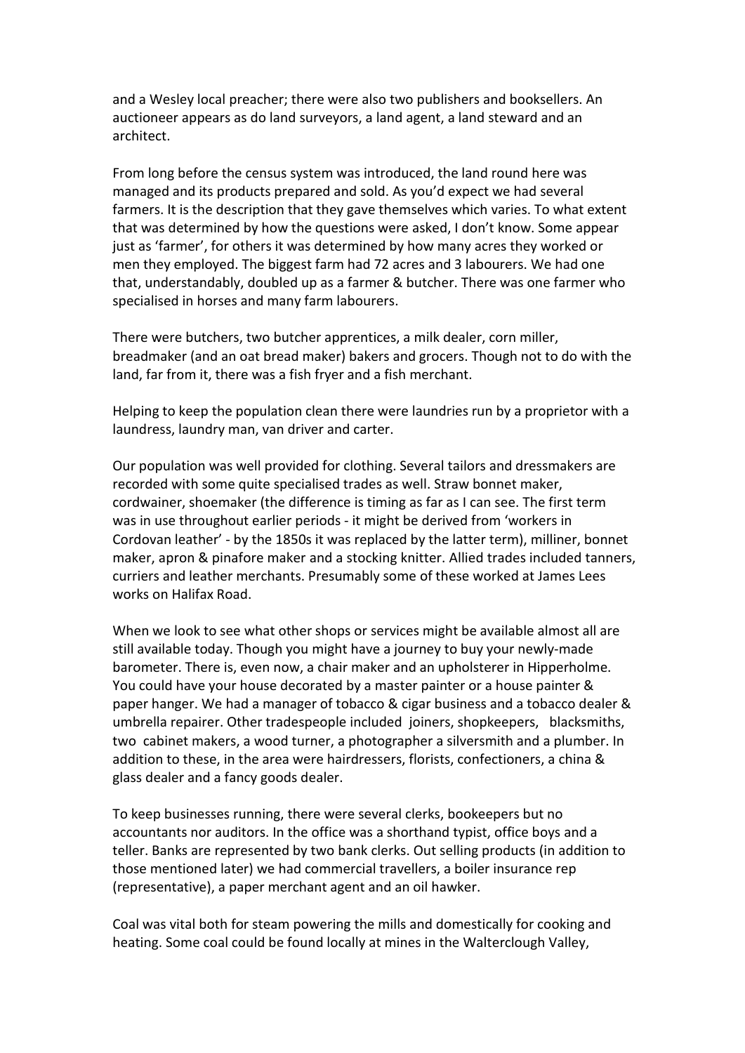and a Wesley local preacher; there were also two publishers and booksellers. An auctioneer appears as do land surveyors, a land agent, a land steward and an architect.

From long before the census system was introduced, the land round here was managed and its products prepared and sold. As you'd expect we had several farmers. It is the description that they gave themselves which varies. To what extent that was determined by how the questions were asked, I don't know. Some appear just as 'farmer', for others it was determined by how many acres they worked or men they employed. The biggest farm had 72 acres and 3 labourers. We had one that, understandably, doubled up as a farmer & butcher. There was one farmer who specialised in horses and many farm labourers.

There were butchers, two butcher apprentices, a milk dealer, corn miller, breadmaker (and an oat bread maker) bakers and grocers. Though not to do with the land, far from it, there was a fish fryer and a fish merchant.

Helping to keep the population clean there were laundries run by a proprietor with a laundress, laundry man, van driver and carter.

Our population was well provided for clothing. Several tailors and dressmakers are recorded with some quite specialised trades as well. Straw bonnet maker, cordwainer, shoemaker (the difference is timing as far as I can see. The first term was in use throughout earlier periods - it might be derived from 'workers in Cordovan leather' - by the 1850s it was replaced by the latter term), milliner, bonnet maker, apron & pinafore maker and a stocking knitter. Allied trades included tanners, curriers and leather merchants. Presumably some of these worked at James Lees works on Halifax Road.

When we look to see what other shops or services might be available almost all are still available today. Though you might have a journey to buy your newly-made barometer. There is, even now, a chair maker and an upholsterer in Hipperholme. You could have your house decorated by a master painter or a house painter & paper hanger. We had a manager of tobacco & cigar business and a tobacco dealer & umbrella repairer. Other tradespeople included joiners, shopkeepers, blacksmiths, two cabinet makers, a wood turner, a photographer a silversmith and a plumber. In addition to these, in the area were hairdressers, florists, confectioners, a china & glass dealer and a fancy goods dealer.

To keep businesses running, there were several clerks, bookeepers but no accountants nor auditors. In the office was a shorthand typist, office boys and a teller. Banks are represented by two bank clerks. Out selling products (in addition to those mentioned later) we had commercial travellers, a boiler insurance rep (representative), a paper merchant agent and an oil hawker.

Coal was vital both for steam powering the mills and domestically for cooking and heating. Some coal could be found locally at mines in the Walterclough Valley,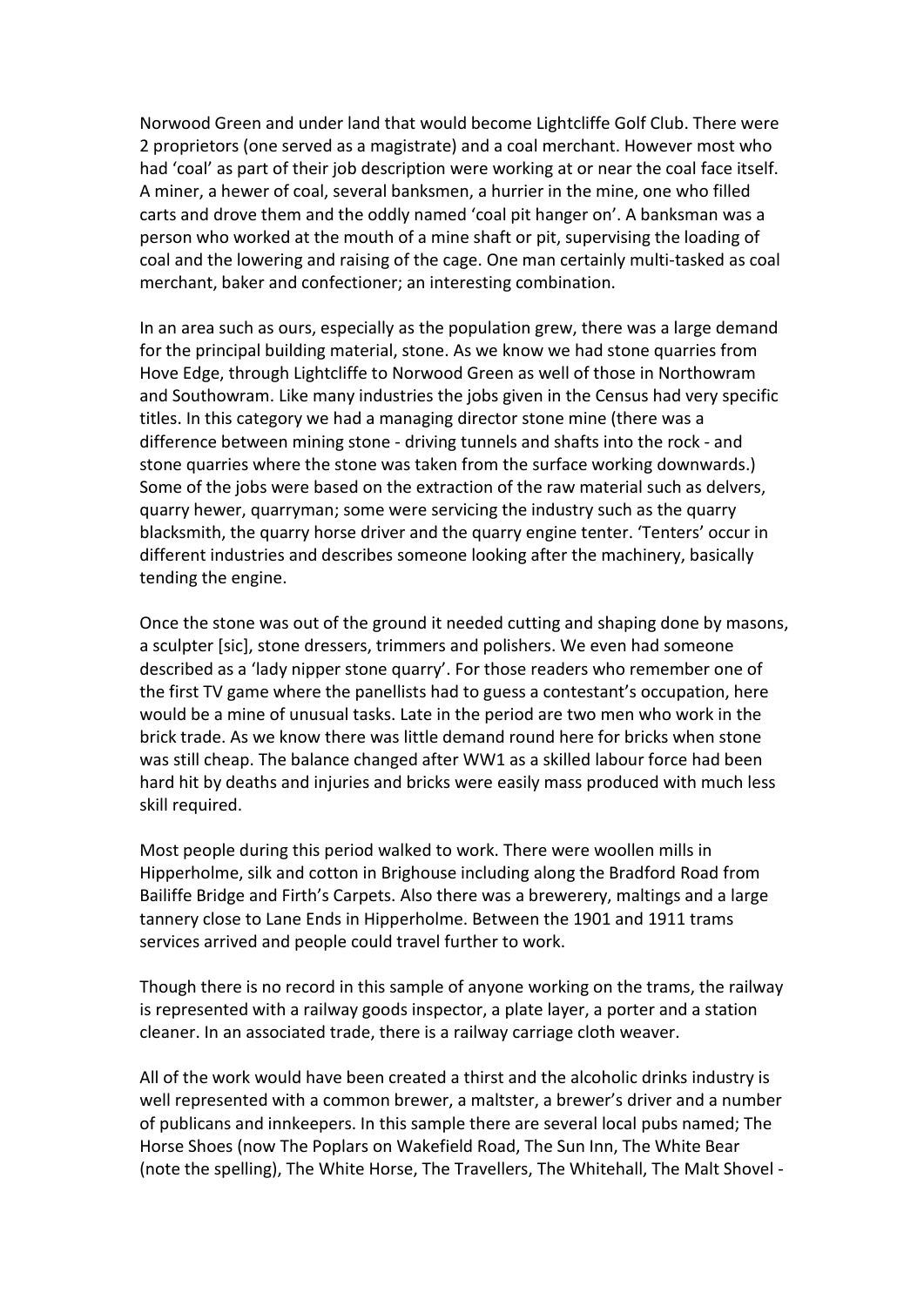Norwood Green and under land that would become Lightcliffe Golf Club. There were 2 proprietors (one served as a magistrate) and a coal merchant. However most who had 'coal' as part of their job description were working at or near the coal face itself. A miner, a hewer of coal, several banksmen, a hurrier in the mine, one who filled carts and drove them and the oddly named 'coal pit hanger on'. A banksman was a person who worked at the mouth of a mine shaft or pit, supervising the loading of coal and the lowering and raising of the cage. One man certainly multi-tasked as coal merchant, baker and confectioner; an interesting combination.

In an area such as ours, especially as the population grew, there was a large demand for the principal building material, stone. As we know we had stone quarries from Hove Edge, through Lightcliffe to Norwood Green as well of those in Northowram and Southowram. Like many industries the jobs given in the Census had very specific titles. In this category we had a managing director stone mine (there was a difference between mining stone - driving tunnels and shafts into the rock - and stone quarries where the stone was taken from the surface working downwards.) Some of the jobs were based on the extraction of the raw material such as delvers, quarry hewer, quarryman; some were servicing the industry such as the quarry blacksmith, the quarry horse driver and the quarry engine tenter. 'Tenters' occur in different industries and describes someone looking after the machinery, basically tending the engine.

Once the stone was out of the ground it needed cutting and shaping done by masons, a sculpter [sic], stone dressers, trimmers and polishers. We even had someone described as a 'lady nipper stone quarry'. For those readers who remember one of the first TV game where the panellists had to guess a contestant's occupation, here would be a mine of unusual tasks. Late in the period are two men who work in the brick trade. As we know there was little demand round here for bricks when stone was still cheap. The balance changed after WW1 as a skilled labour force had been hard hit by deaths and injuries and bricks were easily mass produced with much less skill required.

Most people during this period walked to work. There were woollen mills in Hipperholme, silk and cotton in Brighouse including along the Bradford Road from Bailiffe Bridge and Firth's Carpets. Also there was a brewerery, maltings and a large tannery close to Lane Ends in Hipperholme. Between the 1901 and 1911 trams services arrived and people could travel further to work.

Though there is no record in this sample of anyone working on the trams, the railway is represented with a railway goods inspector, a plate layer, a porter and a station cleaner. In an associated trade, there is a railway carriage cloth weaver.

All of the work would have been created a thirst and the alcoholic drinks industry is well represented with a common brewer, a maltster, a brewer's driver and a number of publicans and innkeepers. In this sample there are several local pubs named; The Horse Shoes (now The Poplars on Wakefield Road, The Sun Inn, The White Bear (note the spelling), The White Horse, The Travellers, The Whitehall, The Malt Shovel -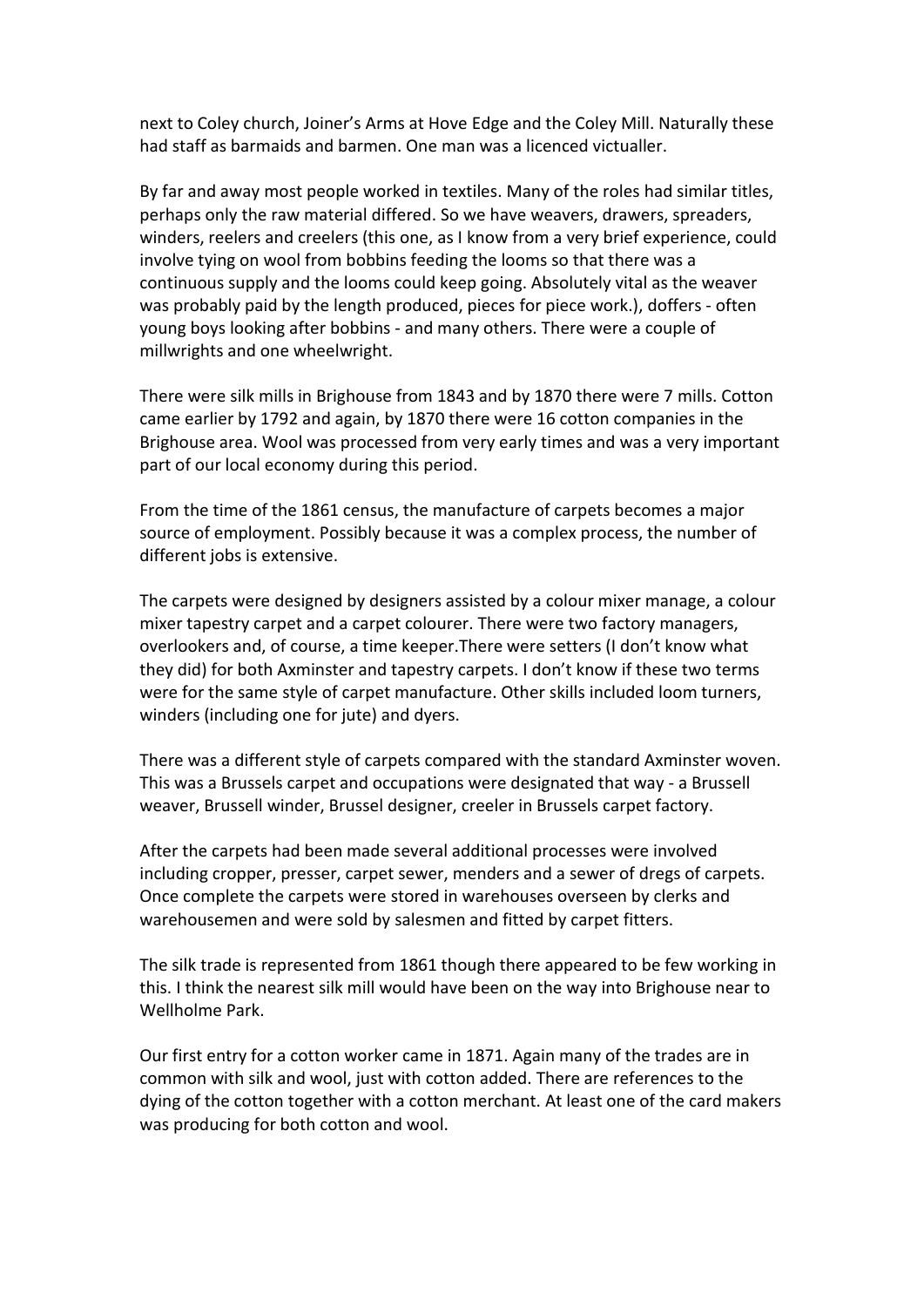next to Coley church, Joiner's Arms at Hove Edge and the Coley Mill. Naturally these had staff as barmaids and barmen. One man was a licenced victualler.

By far and away most people worked in textiles. Many of the roles had similar titles, perhaps only the raw material differed. So we have weavers, drawers, spreaders, winders, reelers and creelers (this one, as I know from a very brief experience, could involve tying on wool from bobbins feeding the looms so that there was a continuous supply and the looms could keep going. Absolutely vital as the weaver was probably paid by the length produced, pieces for piece work.), doffers - often young boys looking after bobbins - and many others. There were a couple of millwrights and one wheelwright.

There were silk mills in Brighouse from 1843 and by 1870 there were 7 mills. Cotton came earlier by 1792 and again, by 1870 there were 16 cotton companies in the Brighouse area. Wool was processed from very early times and was a very important part of our local economy during this period.

From the time of the 1861 census, the manufacture of carpets becomes a major source of employment. Possibly because it was a complex process, the number of different jobs is extensive.

The carpets were designed by designers assisted by a colour mixer manage, a colour mixer tapestry carpet and a carpet colourer. There were two factory managers, overlookers and, of course, a time keeper.There were setters (I don't know what they did) for both Axminster and tapestry carpets. I don't know if these two terms were for the same style of carpet manufacture. Other skills included loom turners, winders (including one for jute) and dyers.

There was a different style of carpets compared with the standard Axminster woven. This was a Brussels carpet and occupations were designated that way - a Brussell weaver, Brussell winder, Brussel designer, creeler in Brussels carpet factory.

After the carpets had been made several additional processes were involved including cropper, presser, carpet sewer, menders and a sewer of dregs of carpets. Once complete the carpets were stored in warehouses overseen by clerks and warehousemen and were sold by salesmen and fitted by carpet fitters.

The silk trade is represented from 1861 though there appeared to be few working in this. I think the nearest silk mill would have been on the way into Brighouse near to Wellholme Park.

Our first entry for a cotton worker came in 1871. Again many of the trades are in common with silk and wool, just with cotton added. There are references to the dying of the cotton together with a cotton merchant. At least one of the card makers was producing for both cotton and wool.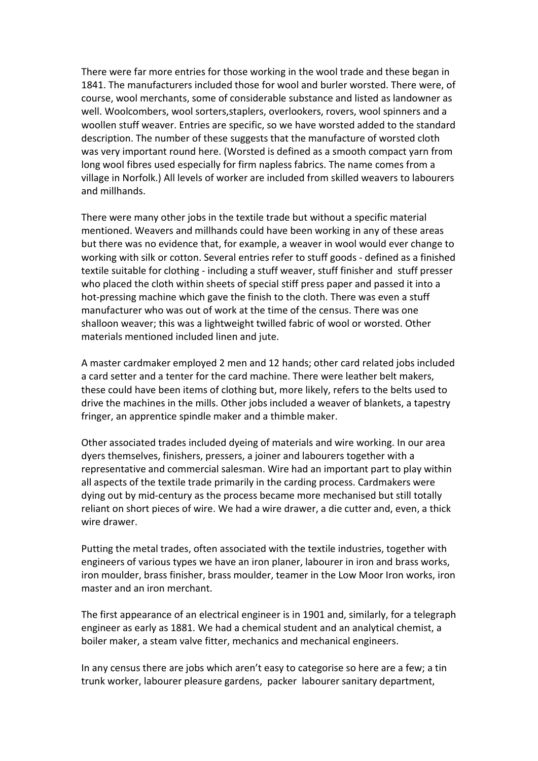There were far more entries for those working in the wool trade and these began in 1841. The manufacturers included those for wool and burler worsted. There were, of course, wool merchants, some of considerable substance and listed as landowner as well. Woolcombers, wool sorters,staplers, overlookers, rovers, wool spinners and a woollen stuff weaver. Entries are specific, so we have worsted added to the standard description. The number of these suggests that the manufacture of worsted cloth was very important round here. (Worsted is defined as a smooth compact yarn from long wool fibres used especially for firm napless fabrics. The name comes from a village in Norfolk.) All levels of worker are included from skilled weavers to labourers and millhands.

There were many other jobs in the textile trade but without a specific material mentioned. Weavers and millhands could have been working in any of these areas but there was no evidence that, for example, a weaver in wool would ever change to working with silk or cotton. Several entries refer to stuff goods - defined as a finished textile suitable for clothing - including a stuff weaver, stuff finisher and stuff presser who placed the cloth within sheets of special stiff press paper and passed it into a hot-pressing machine which gave the finish to the cloth. There was even a stuff manufacturer who was out of work at the time of the census. There was one shalloon weaver; this was a lightweight twilled fabric of wool or worsted. Other materials mentioned included linen and jute.

A master cardmaker employed 2 men and 12 hands; other card related jobs included a card setter and a tenter for the card machine. There were leather belt makers, these could have been items of clothing but, more likely, refers to the belts used to drive the machines in the mills. Other jobs included a weaver of blankets, a tapestry fringer, an apprentice spindle maker and a thimble maker.

Other associated trades included dyeing of materials and wire working. In our area dyers themselves, finishers, pressers, a joiner and labourers together with a representative and commercial salesman. Wire had an important part to play within all aspects of the textile trade primarily in the carding process. Cardmakers were dying out by mid-century as the process became more mechanised but still totally reliant on short pieces of wire. We had a wire drawer, a die cutter and, even, a thick wire drawer.

Putting the metal trades, often associated with the textile industries, together with engineers of various types we have an iron planer, labourer in iron and brass works, iron moulder, brass finisher, brass moulder, teamer in the Low Moor Iron works, iron master and an iron merchant.

The first appearance of an electrical engineer is in 1901 and, similarly, for a telegraph engineer as early as 1881. We had a chemical student and an analytical chemist, a boiler maker, a steam valve fitter, mechanics and mechanical engineers.

In any census there are jobs which aren't easy to categorise so here are a few; a tin trunk worker, labourer pleasure gardens, packer labourer sanitary department,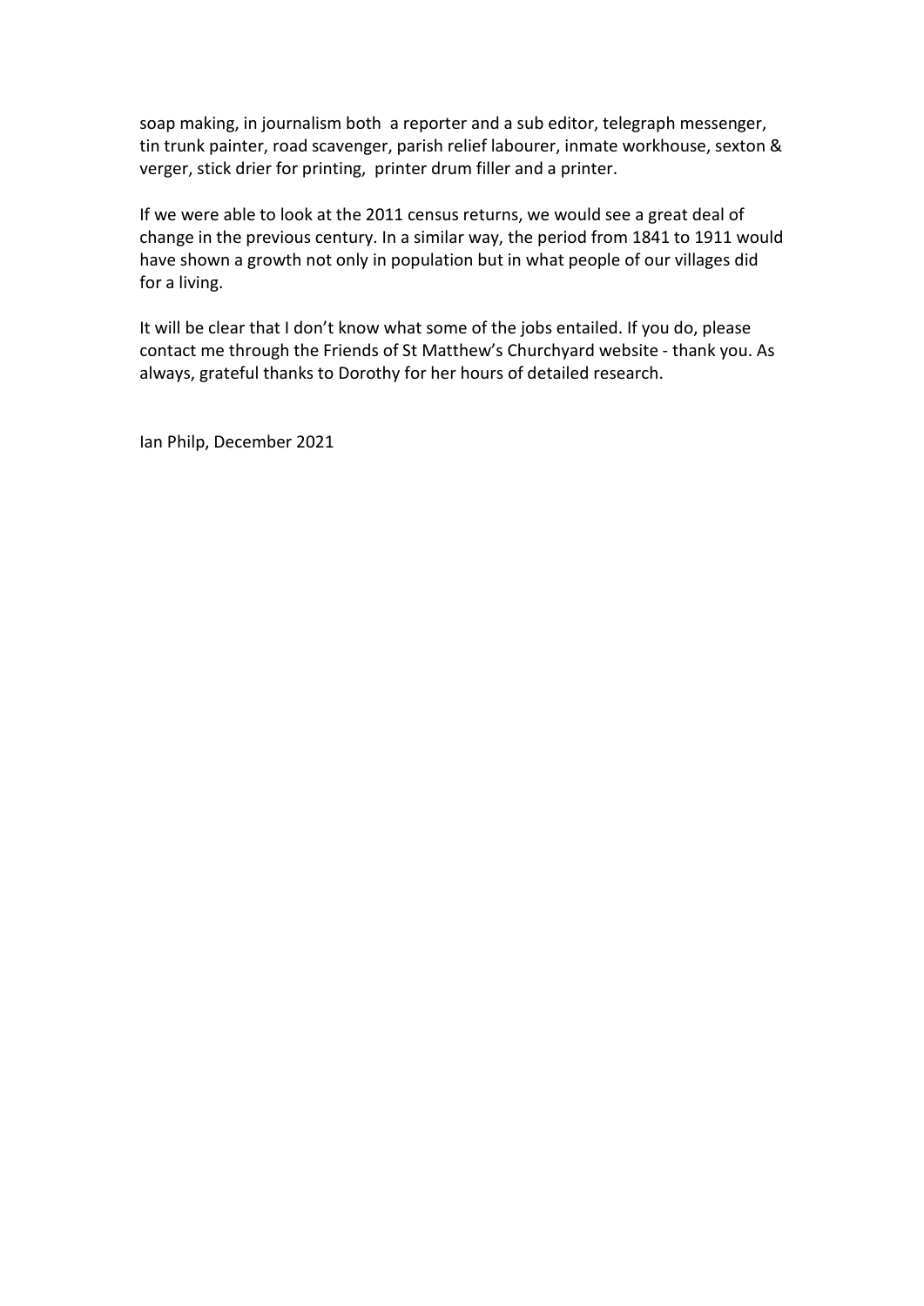soap making, in journalism both a reporter and a sub editor, telegraph messenger, tin trunk painter, road scavenger, parish relief labourer, inmate workhouse, sexton & verger, stick drier for printing, printer drum filler and a printer.

If we were able to look at the 2011 census returns, we would see a great deal of change in the previous century. In a similar way, the period from 1841 to 1911 would have shown a growth not only in population but in what people of our villages did for a living.

It will be clear that I don't know what some of the jobs entailed. If you do, please contact me through the Friends of St Matthew's Churchyard website - thank you. As always, grateful thanks to Dorothy for her hours of detailed research.

Ian Philp, December 2021